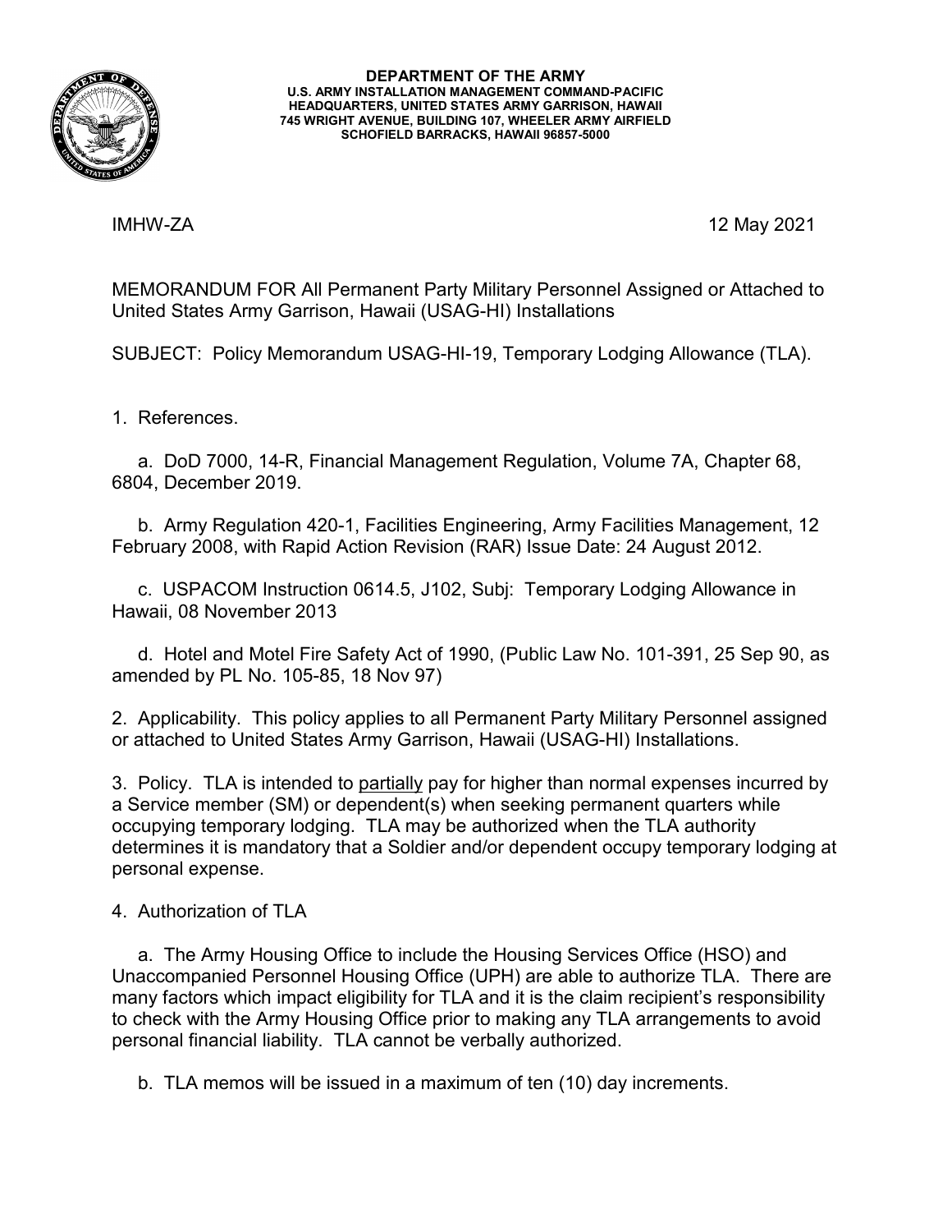**DEPARTMENT OF THE ARMY**
**U.S. ARMY INSTALLATION MANAGEMENT COMMAND-PACIFIC**
**HEADQUARTERS, UNITED STATES ARMY GARRISON, HAWAII**
**745 WRIGHT AVENUE, BUILDING 107, WHEELER ARMY AIRFIELD**
**SCHOFIELD BARRACKS, HAWAII 96857-5000**

IMHW-ZA 12 May 2021

MEMORANDUM FOR All Permanent Party Military Personnel Assigned or Attached to United States Army Garrison, Hawaii (USAG-HI) Installations

SUBJECT: Policy Memorandum USAG-HI-19, Temporary Lodging Allowance (TLA).

1. References.

   a. DoD 7000, 14-R, Financial Management Regulation, Volume 7A, Chapter 68, 6804, December 2019.

   b. Army Regulation 420-1, Facilities Engineering, Army Facilities Management, 12 February 2008, with Rapid Action Revision (RAR) Issue Date: 24 August 2012.

   c. USPACOM Instruction 0614.5, J102, Subj: Temporary Lodging Allowance in Hawaii, 08 November 2013

   d. Hotel and Motel Fire Safety Act of 1990, (Public Law No. 101-391, 25 Sep 90, as amended by PL No. 105-85, 18 Nov 97)

2. Applicability. This policy applies to all Permanent Party Military Personnel assigned or attached to United States Army Garrison, Hawaii (USAG-HI) Installations.

3. Policy. TLA is intended to <u>partially</u> pay for higher than normal expenses incurred by a Service member (SM) or dependent(s) when seeking permanent quarters while occupying temporary lodging. TLA may be authorized when the TLA authority determines it is mandatory that a Soldier and/or dependent occupy temporary lodging at personal expense.

4. Authorization of TLA

   a. The Army Housing Office to include the Housing Services Office (HSO) and Unaccompanied Personnel Housing Office (UPH) are able to authorize TLA. There are many factors which impact eligibility for TLA and it is the claim recipient's responsibility to check with the Army Housing Office prior to making any TLA arrangements to avoid personal financial liability. TLA cannot be verbally authorized.

   b. TLA memos will be issued in a maximum of ten (10) day increments.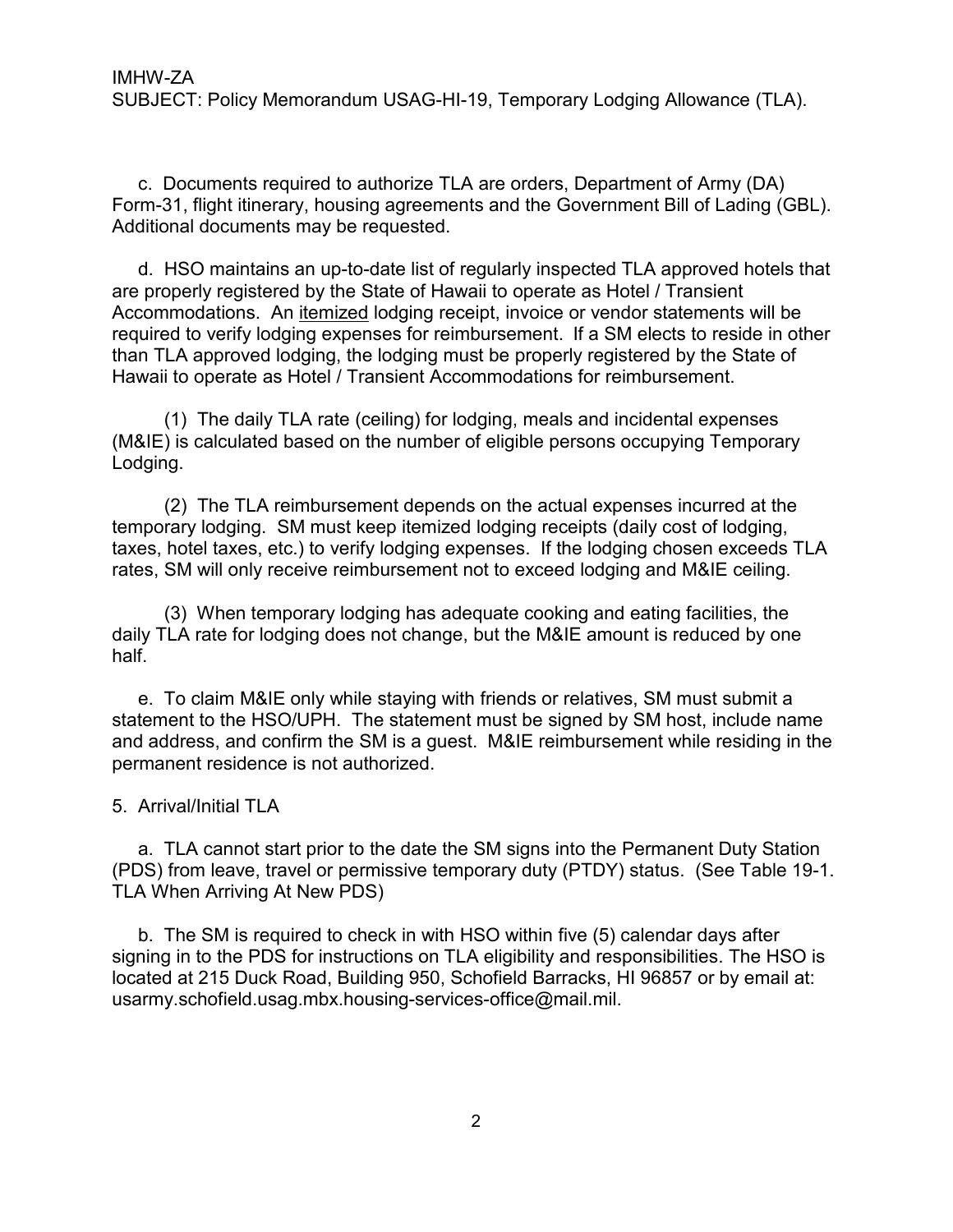c. Documents required to authorize TLA are orders, Department of Army (DA) Form-31, flight itinerary, housing agreements and the Government Bill of Lading (GBL). Additional documents may be requested.

d. HSO maintains an up-to-date list of regularly inspected TLA approved hotels that are properly registered by the State of Hawaii to operate as Hotel / Transient Accommodations. An <u>itemized</u> lodging receipt, invoice or vendor statements will be required to verify lodging expenses for reimbursement. If a SM elects to reside in other than TLA approved lodging, the lodging must be properly registered by the State of Hawaii to operate as Hotel / Transient Accommodations for reimbursement.

(1) The daily TLA rate (ceiling) for lodging, meals and incidental expenses (M&IE) is calculated based on the number of eligible persons occupying Temporary Lodging.

(2) The TLA reimbursement depends on the actual expenses incurred at the temporary lodging. SM must keep itemized lodging receipts (daily cost of lodging, taxes, hotel taxes, etc.) to verify lodging expenses. If the lodging chosen exceeds TLA rates, SM will only receive reimbursement not to exceed lodging and M&IE ceiling.

(3) When temporary lodging has adequate cooking and eating facilities, the daily TLA rate for lodging does not change, but the M&IE amount is reduced by one half.

e. To claim M&IE only while staying with friends or relatives, SM must submit a statement to the HSO/UPH. The statement must be signed by SM host, include name and address, and confirm the SM is a guest. M&IE reimbursement while residing in the permanent residence is not authorized.

5. Arrival/Initial TLA

a. TLA cannot start prior to the date the SM signs into the Permanent Duty Station (PDS) from leave, travel or permissive temporary duty (PTDY) status. (See Table 19-1. TLA When Arriving At New PDS)

b. The SM is required to check in with HSO within five (5) calendar days after signing in to the PDS for instructions on TLA eligibility and responsibilities. The HSO is located at 215 Duck Road, Building 950, Schofield Barracks, HI 96857 or by email at: usarmy.schofield.usag.mbx.housing-services-office@mail.mil.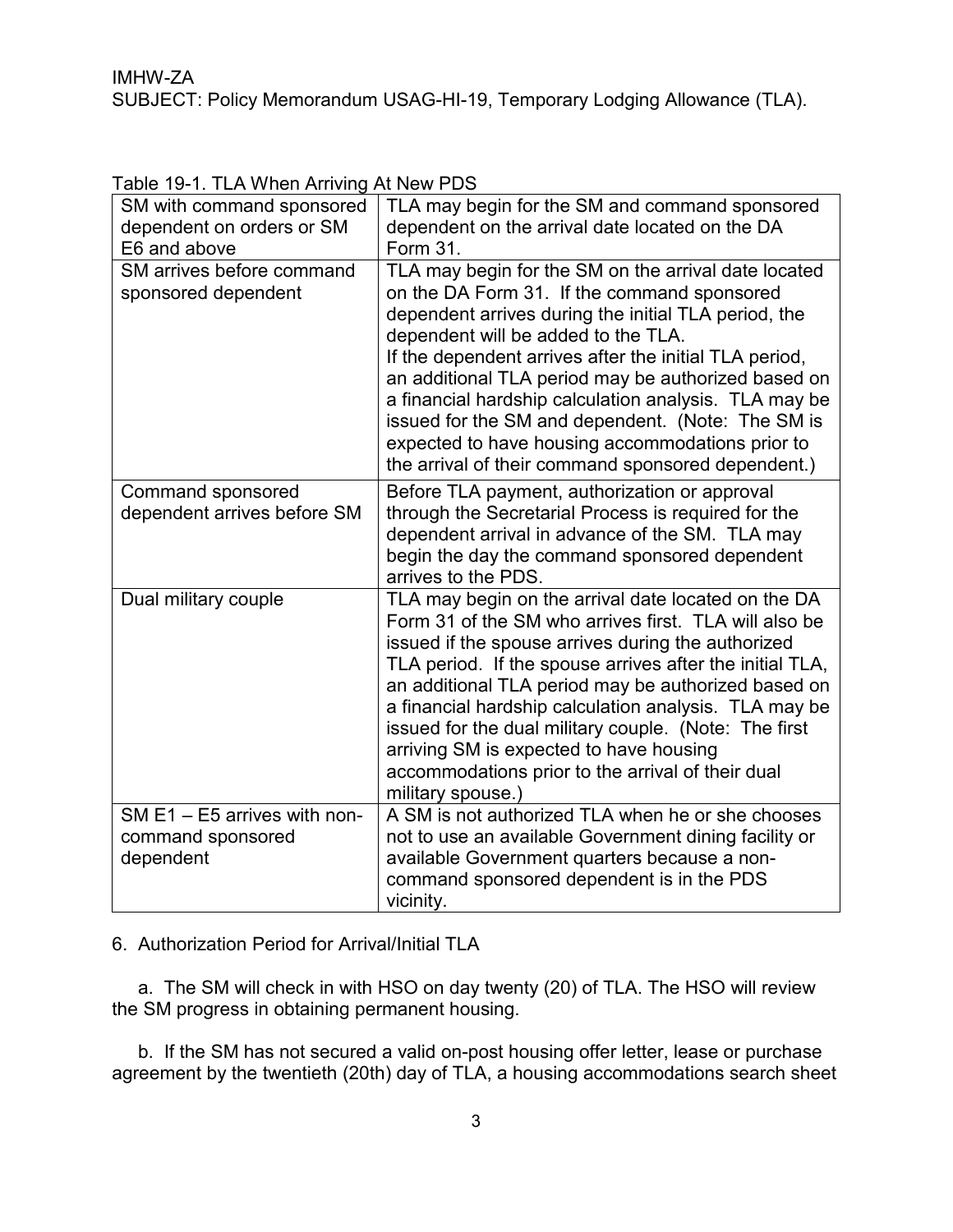Table 19-1. TLA When Arriving At New PDS

| SM with command sponsored dependent on orders or SM E6 and above | TLA may begin for the SM and command sponsored dependent on the arrival date located on the DA Form 31. |
|---|---|
| SM arrives before command sponsored dependent | TLA may begin for the SM on the arrival date located on the DA Form 31. If the command sponsored dependent arrives during the initial TLA period, the dependent will be added to the TLA.<br>If the dependent arrives after the initial TLA period, an additional TLA period may be authorized based on a financial hardship calculation analysis. TLA may be issued for the SM and dependent. (Note: The SM is expected to have housing accommodations prior to the arrival of their command sponsored dependent.) |
| Command sponsored dependent arrives before SM | Before TLA payment, authorization or approval through the Secretarial Process is required for the dependent arrival in advance of the SM. TLA may begin the day the command sponsored dependent arrives to the PDS. |
| Dual military couple | TLA may begin on the arrival date located on the DA Form 31 of the SM who arrives first. TLA will also be issued if the spouse arrives during the authorized TLA period. If the spouse arrives after the initial TLA, an additional TLA period may be authorized based on a financial hardship calculation analysis. TLA may be issued for the dual military couple. (Note: The first arriving SM is expected to have housing accommodations prior to the arrival of their dual military spouse.) |
| SM E1 – E5 arrives with non-command sponsored dependent | A SM is not authorized TLA when he or she chooses not to use an available Government dining facility or available Government quarters because a non-command sponsored dependent is in the PDS vicinity. |

6. Authorization Period for Arrival/Initial TLA

a. The SM will check in with HSO on day twenty (20) of TLA. The HSO will review the SM progress in obtaining permanent housing.

b. If the SM has not secured a valid on-post housing offer letter, lease or purchase agreement by the twentieth (20th) day of TLA, a housing accommodations search sheet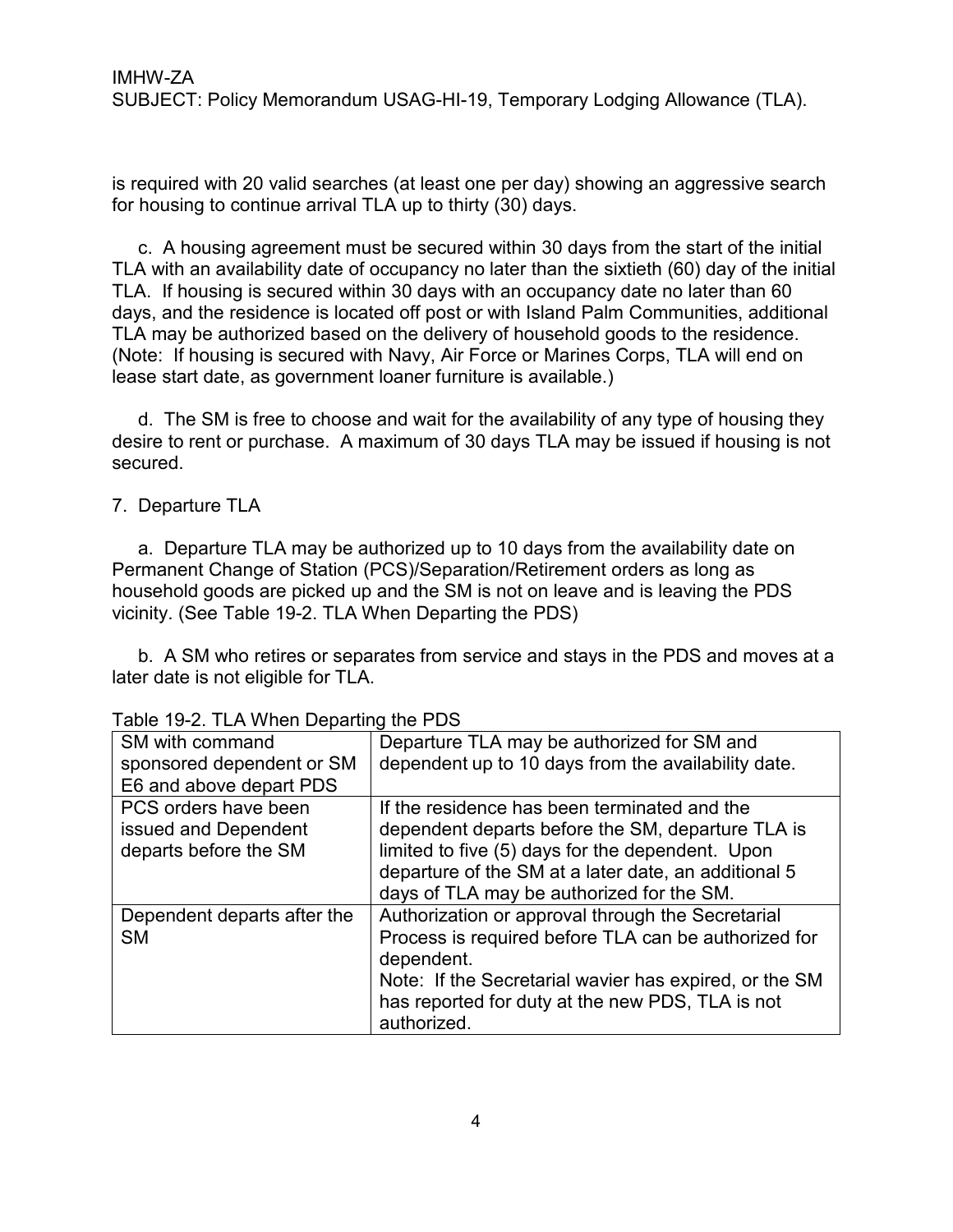is required with 20 valid searches (at least one per day) showing an aggressive search for housing to continue arrival TLA up to thirty (30) days.

c. A housing agreement must be secured within 30 days from the start of the initial TLA with an availability date of occupancy no later than the sixtieth (60) day of the initial TLA. If housing is secured within 30 days with an occupancy date no later than 60 days, and the residence is located off post or with Island Palm Communities, additional TLA may be authorized based on the delivery of household goods to the residence. (Note: If housing is secured with Navy, Air Force or Marines Corps, TLA will end on lease start date, as government loaner furniture is available.)

d. The SM is free to choose and wait for the availability of any type of housing they desire to rent or purchase. A maximum of 30 days TLA may be issued if housing is not secured.

7. Departure TLA

a. Departure TLA may be authorized up to 10 days from the availability date on Permanent Change of Station (PCS)/Separation/Retirement orders as long as household goods are picked up and the SM is not on leave and is leaving the PDS vicinity. (See Table 19-2. TLA When Departing the PDS)

b. A SM who retires or separates from service and stays in the PDS and moves at a later date is not eligible for TLA.

Table 19-2. TLA When Departing the PDS

| | |
|---|---|
| SM with command sponsored dependent or SM E6 and above depart PDS | Departure TLA may be authorized for SM and dependent up to 10 days from the availability date. |
| PCS orders have been issued and Dependent departs before the SM | If the residence has been terminated and the dependent departs before the SM, departure TLA is limited to five (5) days for the dependent. Upon departure of the SM at a later date, an additional 5 days of TLA may be authorized for the SM. |
| Dependent departs after the SM | Authorization or approval through the Secretarial Process is required before TLA can be authorized for dependent.<br>Note: If the Secretarial wavier has expired, or the SM has reported for duty at the new PDS, TLA is not authorized. |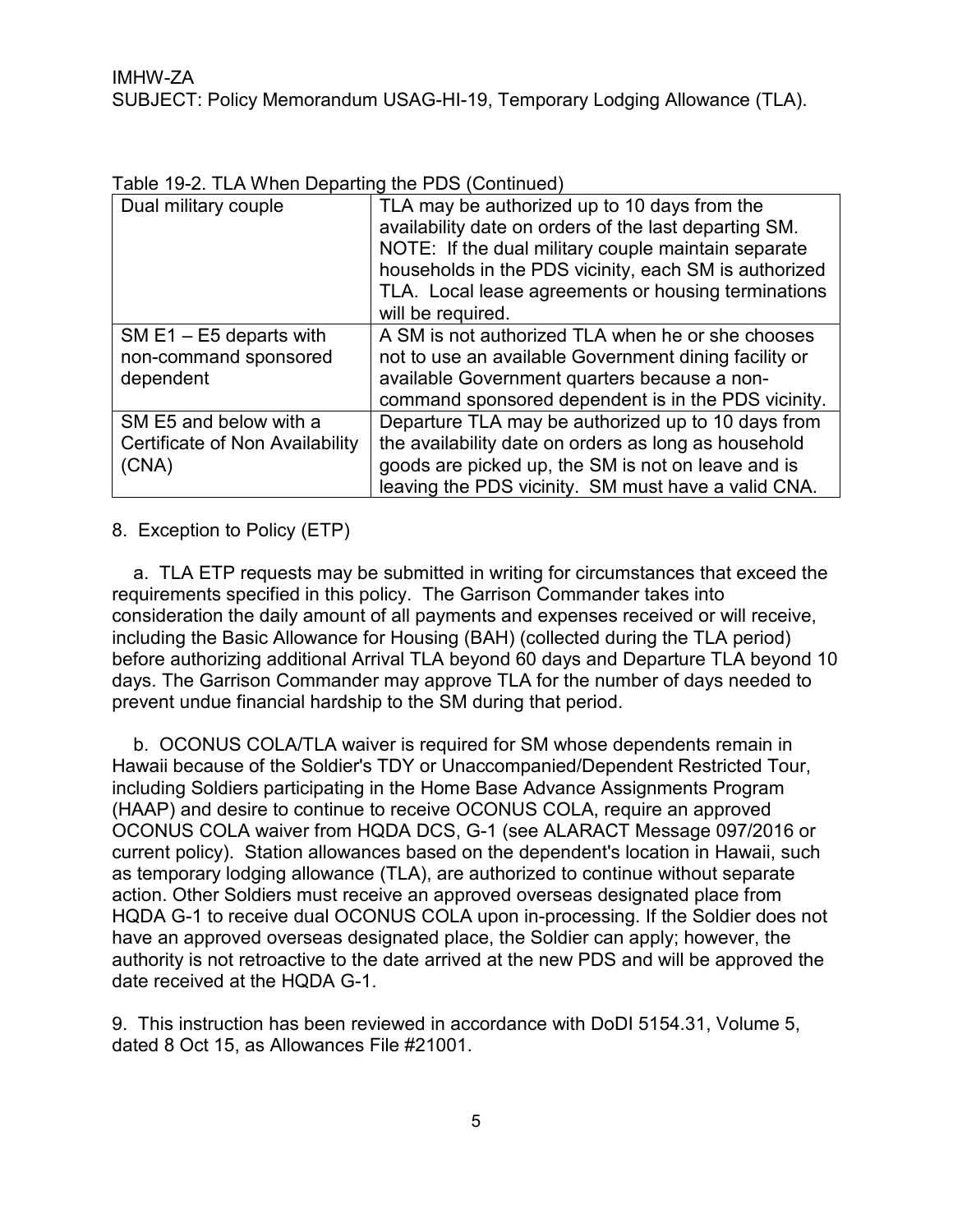Table 19-2. TLA When Departing the PDS (Continued)

| | |
|---|---|
| Dual military couple | TLA may be authorized up to 10 days from the availability date on orders of the last departing SM. NOTE: If the dual military couple maintain separate households in the PDS vicinity, each SM is authorized TLA. Local lease agreements or housing terminations will be required. |
| SM E1 – E5 departs with non-command sponsored dependent | A SM is not authorized TLA when he or she chooses not to use an available Government dining facility or available Government quarters because a non-command sponsored dependent is in the PDS vicinity. |
| SM E5 and below with a Certificate of Non Availability (CNA) | Departure TLA may be authorized up to 10 days from the availability date on orders as long as household goods are picked up, the SM is not on leave and is leaving the PDS vicinity. SM must have a valid CNA. |

8. Exception to Policy (ETP)

a. TLA ETP requests may be submitted in writing for circumstances that exceed the requirements specified in this policy. The Garrison Commander takes into consideration the daily amount of all payments and expenses received or will receive, including the Basic Allowance for Housing (BAH) (collected during the TLA period) before authorizing additional Arrival TLA beyond 60 days and Departure TLA beyond 10 days. The Garrison Commander may approve TLA for the number of days needed to prevent undue financial hardship to the SM during that period.

b. OCONUS COLA/TLA waiver is required for SM whose dependents remain in Hawaii because of the Soldier's TDY or Unaccompanied/Dependent Restricted Tour, including Soldiers participating in the Home Base Advance Assignments Program (HAAP) and desire to continue to receive OCONUS COLA, require an approved OCONUS COLA waiver from HQDA DCS, G-1 (see ALARACT Message 097/2016 or current policy). Station allowances based on the dependent's location in Hawaii, such as temporary lodging allowance (TLA), are authorized to continue without separate action. Other Soldiers must receive an approved overseas designated place from HQDA G-1 to receive dual OCONUS COLA upon in-processing. If the Soldier does not have an approved overseas designated place, the Soldier can apply; however, the authority is not retroactive to the date arrived at the new PDS and will be approved the date received at the HQDA G-1.

9. This instruction has been reviewed in accordance with DoDI 5154.31, Volume 5, dated 8 Oct 15, as Allowances File #21001.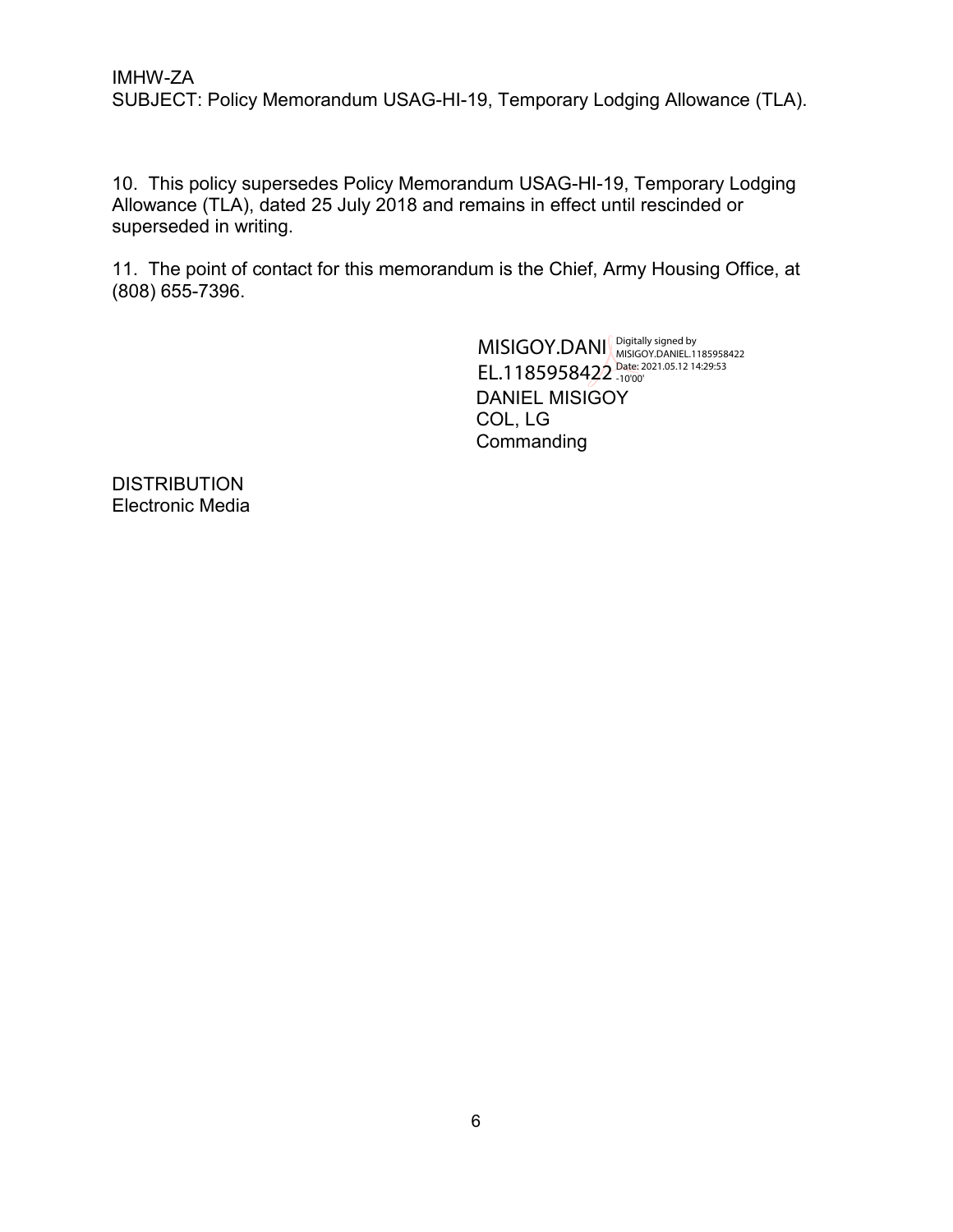10. This policy supersedes Policy Memorandum USAG-HI-19, Temporary Lodging Allowance (TLA), dated 25 July 2018 and remains in effect until rescinded or superseded in writing.

11. The point of contact for this memorandum is the Chief, Army Housing Office, at (808) 655-7396.

MISIGOY.DANIEL.1185958422 Digitally signed by MISIGOY.DANIEL.1185958422 Date: 2021.05.12 14:29:53 -10'00'

DANIEL MISIGOY
COL, LG
Commanding

DISTRIBUTION
Electronic Media